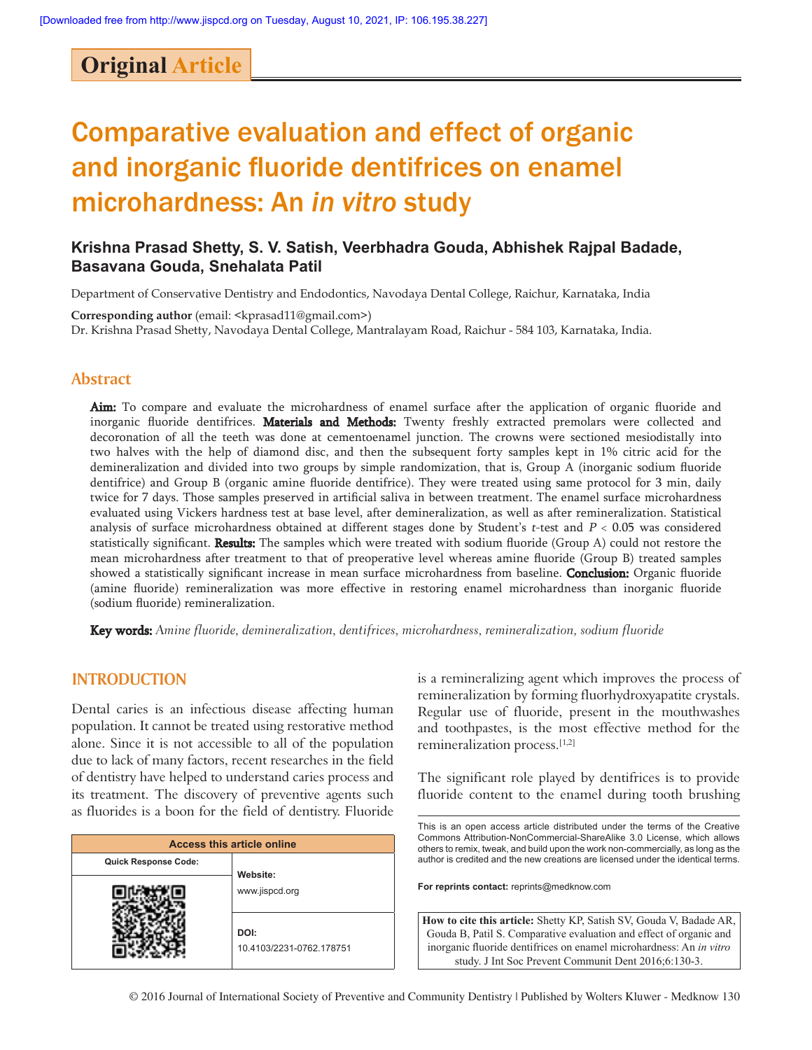Original Article

# Comparative evaluation and effect of organic and inorganic fluoride dentifrices on enamel microhardness: An *in vitro* study

**Krishna Prasad Shetty, S. V. Satish, Veerbhadra Gouda, Abhishek Rajpal Badade, Basavana Gouda, Snehalata Patil**

Department of Conservative Dentistry and Endodontics, Navodaya Dental College, Raichur, Karnataka, India

**Corresponding author** (email: <kprasad11@gmail.com>)
Dr. Krishna Prasad Shetty, Navodaya Dental College, Mantralayam Road, Raichur - 584 103, Karnataka, India.

## Abstract

**Aim:** To compare and evaluate the microhardness of enamel surface after the application of organic fluoride and inorganic fluoride dentifrices. **Materials and Methods:** Twenty freshly extracted premolars were collected and decoronation of all the teeth was done at cementoenamel junction. The crowns were sectioned mesiodistally into two halves with the help of diamond disc, and then the subsequent forty samples kept in 1% citric acid for the demineralization and divided into two groups by simple randomization, that is, Group A (inorganic sodium fluoride dentifrice) and Group B (organic amine fluoride dentifrice). They were treated using same protocol for 3 min, daily twice for 7 days. Those samples preserved in artificial saliva in between treatment. The enamel surface microhardness evaluated using Vickers hardness test at base level, after demineralization, as well as after remineralization. Statistical analysis of surface microhardness obtained at different stages done by Student's *t*-test and $P < 0.05$ was considered statistically significant. **Results:** The samples which were treated with sodium fluoride (Group A) could not restore the mean microhardness after treatment to that of preoperative level whereas amine fluoride (Group B) treated samples showed a statistically significant increase in mean surface microhardness from baseline. **Conclusion:** Organic fluoride (amine fluoride) remineralization was more effective in restoring enamel microhardness than inorganic fluoride (sodium fluoride) remineralization.

**Key words:** *Amine fluoride, demineralization, dentifrices, microhardness, remineralization, sodium fluoride*

## INTRODUCTION

Dental caries is an infectious disease affecting human population. It cannot be treated using restorative method alone. Since it is not accessible to all of the population due to lack of many factors, recent researches in the field of dentistry have helped to understand caries process and its treatment. The discovery of preventive agents such as fluorides is a boon for the field of dentistry. Fluoride is a remineralizing agent which improves the process of remineralization by forming fluorhydroxyapatite crystals. Regular use of fluoride, present in the mouthwashes and toothpastes, is the most effective method for the remineralization process.[1,2]

The significant role played by dentifrices is to provide fluoride content to the enamel during tooth brushing

| Access this article online | |
|---|---|
| Quick Response Code: | Website: www.jispcd.org |
| | DOI: 10.4103/2231-0762.178751 |

This is an open access article distributed under the terms of the Creative Commons Attribution-NonCommercial-ShareAlike 3.0 License, which allows others to remix, tweak, and build upon the work non-commercially, as long as the author is credited and the new creations are licensed under the identical terms.

**For reprints contact:** reprints@medknow.com

**How to cite this article:** Shetty KP, Satish SV, Gouda V, Badade AR, Gouda B, Patil S. Comparative evaluation and effect of organic and inorganic fluoride dentifrices on enamel microhardness: An *in vitro* study. J Int Soc Prevent Communit Dent 2016;6:130-3.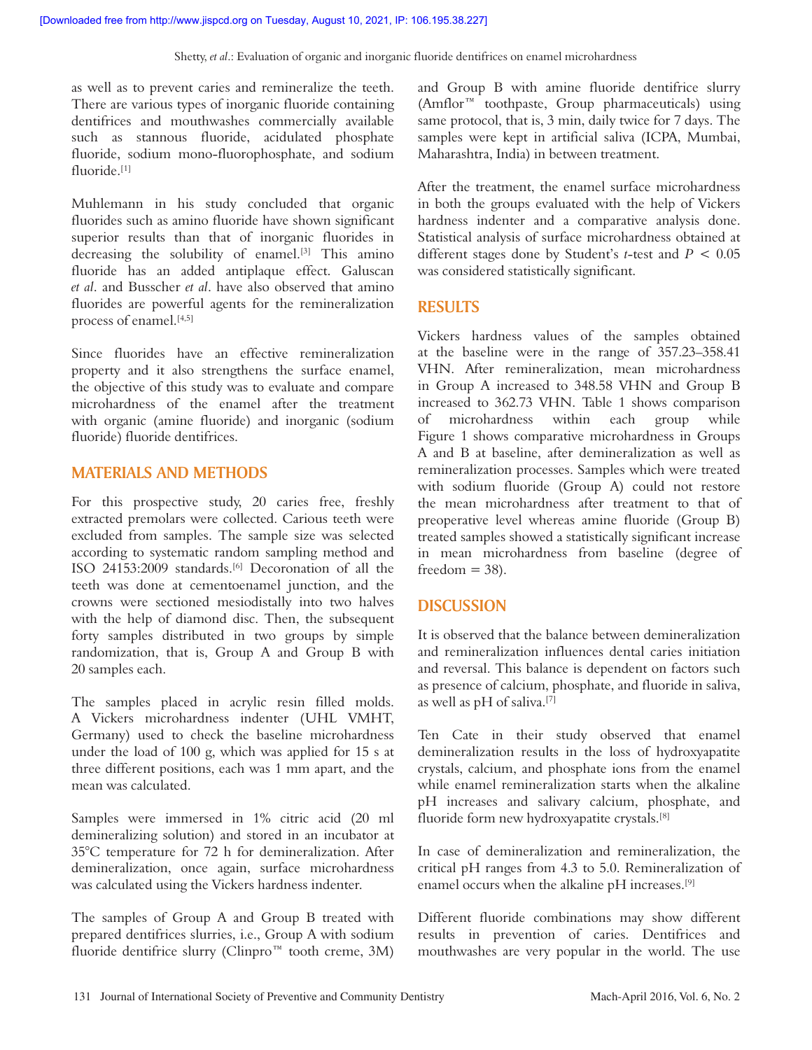as well as to prevent caries and remineralize the teeth. There are various types of inorganic fluoride containing dentifrices and mouthwashes commercially available such as stannous fluoride, acidulated phosphate fluoride, sodium mono-fluorophosphate, and sodium fluoride.[1]

Muhlemann in his study concluded that organic fluorides such as amino fluoride have shown significant superior results than that of inorganic fluorides in decreasing the solubility of enamel.[3] This amino fluoride has an added antiplaque effect. Galuscan *et al*. and Busscher *et al*. have also observed that amino fluorides are powerful agents for the remineralization process of enamel.[4,5]

Since fluorides have an effective remineralization property and it also strengthens the surface enamel, the objective of this study was to evaluate and compare microhardness of the enamel after the treatment with organic (amine fluoride) and inorganic (sodium fluoride) fluoride dentifrices.

## MATERIALS AND METHODS

For this prospective study, 20 caries free, freshly extracted premolars were collected. Carious teeth were excluded from samples. The sample size was selected according to systematic random sampling method and ISO 24153:2009 standards.[6] Decoronation of all the teeth was done at cementoenamel junction, and the crowns were sectioned mesiodistally into two halves with the help of diamond disc. Then, the subsequent forty samples distributed in two groups by simple randomization, that is, Group A and Group B with 20 samples each.

The samples placed in acrylic resin filled molds. A Vickers microhardness indenter (UHL VMHT, Germany) used to check the baseline microhardness under the load of 100 g, which was applied for 15 s at three different positions, each was 1 mm apart, and the mean was calculated.

Samples were immersed in 1% citric acid (20 ml demineralizing solution) and stored in an incubator at 35°C temperature for 72 h for demineralization. After demineralization, once again, surface microhardness was calculated using the Vickers hardness indenter.

The samples of Group A and Group B treated with prepared dentifrices slurries, i.e., Group A with sodium fluoride dentifrice slurry (Clinpro™ tooth creme, 3M) and Group B with amine fluoride dentifrice slurry (Amflor™ toothpaste, Group pharmaceuticals) using same protocol, that is, 3 min, daily twice for 7 days. The samples were kept in artificial saliva (ICPA, Mumbai, Maharashtra, India) in between treatment.

After the treatment, the enamel surface microhardness in both the groups evaluated with the help of Vickers hardness indenter and a comparative analysis done. Statistical analysis of surface microhardness obtained at different stages done by Student's *t*-test and $P < 0.05$ was considered statistically significant.

## RESULTS

Vickers hardness values of the samples obtained at the baseline were in the range of 357.23–358.41 VHN. After remineralization, mean microhardness in Group A increased to 348.58 VHN and Group B increased to 362.73 VHN. Table 1 shows comparison of microhardness within each group while Figure 1 shows comparative microhardness in Groups A and B at baseline, after demineralization as well as remineralization processes. Samples which were treated with sodium fluoride (Group A) could not restore the mean microhardness after treatment to that of preoperative level whereas amine fluoride (Group B) treated samples showed a statistically significant increase in mean microhardness from baseline (degree of freedom = 38).

## DISCUSSION

It is observed that the balance between demineralization and remineralization influences dental caries initiation and reversal. This balance is dependent on factors such as presence of calcium, phosphate, and fluoride in saliva, as well as pH of saliva.[7]

Ten Cate in their study observed that enamel demineralization results in the loss of hydroxyapatite crystals, calcium, and phosphate ions from the enamel while enamel remineralization starts when the alkaline pH increases and salivary calcium, phosphate, and fluoride form new hydroxyapatite crystals.[8]

In case of demineralization and remineralization, the critical pH ranges from 4.3 to 5.0. Remineralization of enamel occurs when the alkaline pH increases.[9]

Different fluoride combinations may show different results in prevention of caries. Dentifrices and mouthwashes are very popular in the world. The use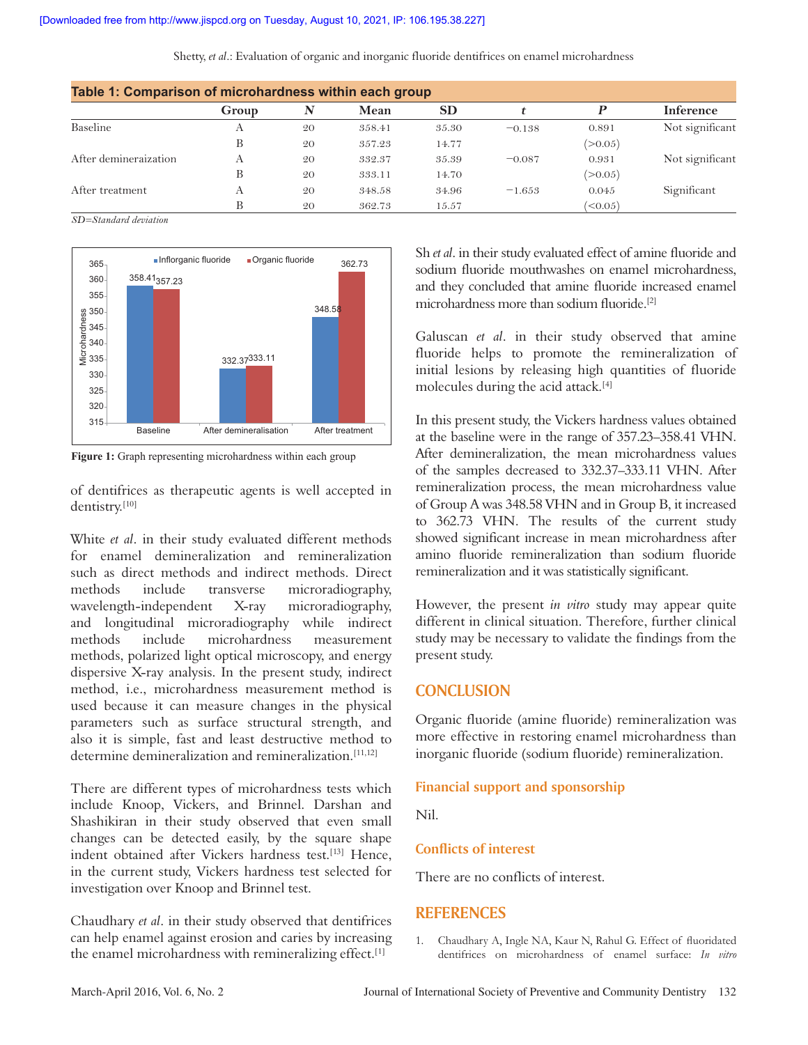**Table 1: Comparison of microhardness within each group**

| | Group | N | Mean | SD | t | P | Inference |
|---|---|---|---|---|---|---|---|
| Baseline | A | 20 | 358.41 | 35.30 | −0.138 | 0.891 | Not significant |
| | B | 20 | 357.23 | 14.77 | | (>0.05) | |
| After demeraization | A | 20 | 332.37 | 35.39 | −0.087 | 0.931 | Not significant |
| | B | 20 | 333.11 | 14.70 | | (>0.05) | |
| After treatment | A | 20 | 348.58 | 34.96 | −1.653 | 0.045 | Significant |
| | B | 20 | 362.73 | 15.57 | | (<0.05) | |

*SD=Standard deviation*

**Figure 1:** Graph representing microhardness within each group

of dentifrices as therapeutic agents is well accepted in dentistry.[10]

White *et al*. in their study evaluated different methods for enamel demineralization and remineralization such as direct methods and indirect methods. Direct methods include transverse microradiography, wavelength-independent X-ray microradiography, and longitudinal microradiography while indirect methods include microhardness measurement methods, polarized light optical microscopy, and energy dispersive X-ray analysis. In the present study, indirect method, i.e., microhardness measurement method is used because it can measure changes in the physical parameters such as surface structural strength, and also it is simple, fast and least destructive method to determine demineralization and remineralization.[11,12]

There are different types of microhardness tests which include Knoop, Vickers, and Brinnel. Darshan and Shashikiran in their study observed that even small changes can be detected easily, by the square shape indent obtained after Vickers hardness test.[13] Hence, in the current study, Vickers hardness test selected for investigation over Knoop and Brinnel test.

Chaudhary *et al*. in their study observed that dentifrices can help enamel against erosion and caries by increasing the enamel microhardness with remineralizing effect.[1]

Sh *et al*. in their study evaluated effect of amine fluoride and sodium fluoride mouthwashes on enamel microhardness, and they concluded that amine fluoride increased enamel microhardness more than sodium fluoride.[2]

Galuscan *et al*. in their study observed that amine fluoride helps to promote the remineralization of initial lesions by releasing high quantities of fluoride molecules during the acid attack.[4]

In this present study, the Vickers hardness values obtained at the baseline were in the range of 357.23–358.41 VHN. After demineralization, the mean microhardness values of the samples decreased to 332.37–333.11 VHN. After remineralization process, the mean microhardness value of Group A was 348.58 VHN and in Group B, it increased to 362.73 VHN. The results of the current study showed significant increase in mean microhardness after amino fluoride remineralization than sodium fluoride remineralization and it was statistically significant.

However, the present *in vitro* study may appear quite different in clinical situation. Therefore, further clinical study may be necessary to validate the findings from the present study.

## CONCLUSION

Organic fluoride (amine fluoride) remineralization was more effective in restoring enamel microhardness than inorganic fluoride (sodium fluoride) remineralization.

### Financial support and sponsorship

Nil.

### Conflicts of interest

There are no conflicts of interest.

## REFERENCES

1. Chaudhary A, Ingle NA, Kaur N, Rahul G. Effect of fluoridated dentifrices on microhardness of enamel surface: *In vitro*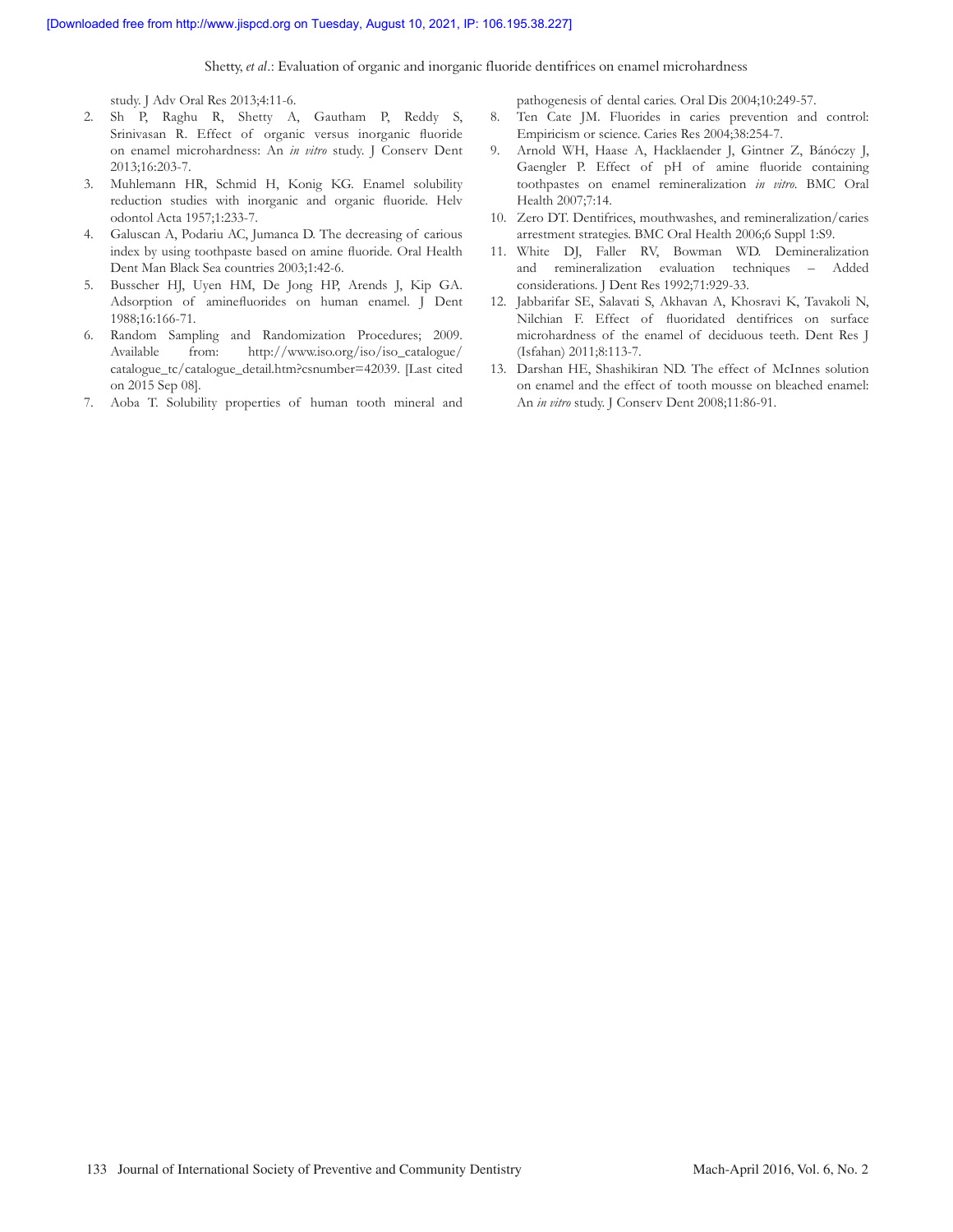study. J Adv Oral Res 2013;4:11-6.

2. Sh P, Raghu R, Shetty A, Gautham P, Reddy S, Srinivasan R. Effect of organic versus inorganic fluoride on enamel microhardness: An *in vitro* study. J Conserv Dent 2013;16:203-7.
3. Muhlemann HR, Schmid H, Konig KG. Enamel solubility reduction studies with inorganic and organic fluoride. Helv odontol Acta 1957;1:233-7.
4. Galuscan A, Podariu AC, Jumanca D. The decreasing of carious index by using toothpaste based on amine fluoride. Oral Health Dent Man Black Sea countries 2003;1:42-6.
5. Busscher HJ, Uyen HM, De Jong HP, Arends J, Kip GA. Adsorption of aminefluorides on human enamel. J Dent 1988;16:166-71.
6. Random Sampling and Randomization Procedures; 2009. Available from: http://www.iso.org/iso/iso_catalogue/catalogue_tc/catalogue_detail.htm?csnumber=42039. [Last cited on 2015 Sep 08].
7. Aoba T. Solubility properties of human tooth mineral and pathogenesis of dental caries. Oral Dis 2004;10:249-57.
8. Ten Cate JM. Fluorides in caries prevention and control: Empiricism or science. Caries Res 2004;38:254-7.
9. Arnold WH, Haase A, Hacklaender J, Gintner Z, Bánóczy J, Gaengler P. Effect of pH of amine fluoride containing toothpastes on enamel remineralization *in vitro*. BMC Oral Health 2007;7:14.
10. Zero DT. Dentifrices, mouthwashes, and remineralization/caries arrestment strategies. BMC Oral Health 2006;6 Suppl 1:S9.
11. White DJ, Faller RV, Bowman WD. Demineralization and remineralization evaluation techniques – Added considerations. J Dent Res 1992;71:929-33.
12. Jabbarifar SE, Salavati S, Akhavan A, Khosravi K, Tavakoli N, Nilchian F. Effect of fluoridated dentifrices on surface microhardness of the enamel of deciduous teeth. Dent Res J (Isfahan) 2011;8:113-7.
13. Darshan HE, Shashikiran ND. The effect of McInnes solution on enamel and the effect of tooth mousse on bleached enamel: An *in vitro* study. J Conserv Dent 2008;11:86-91.